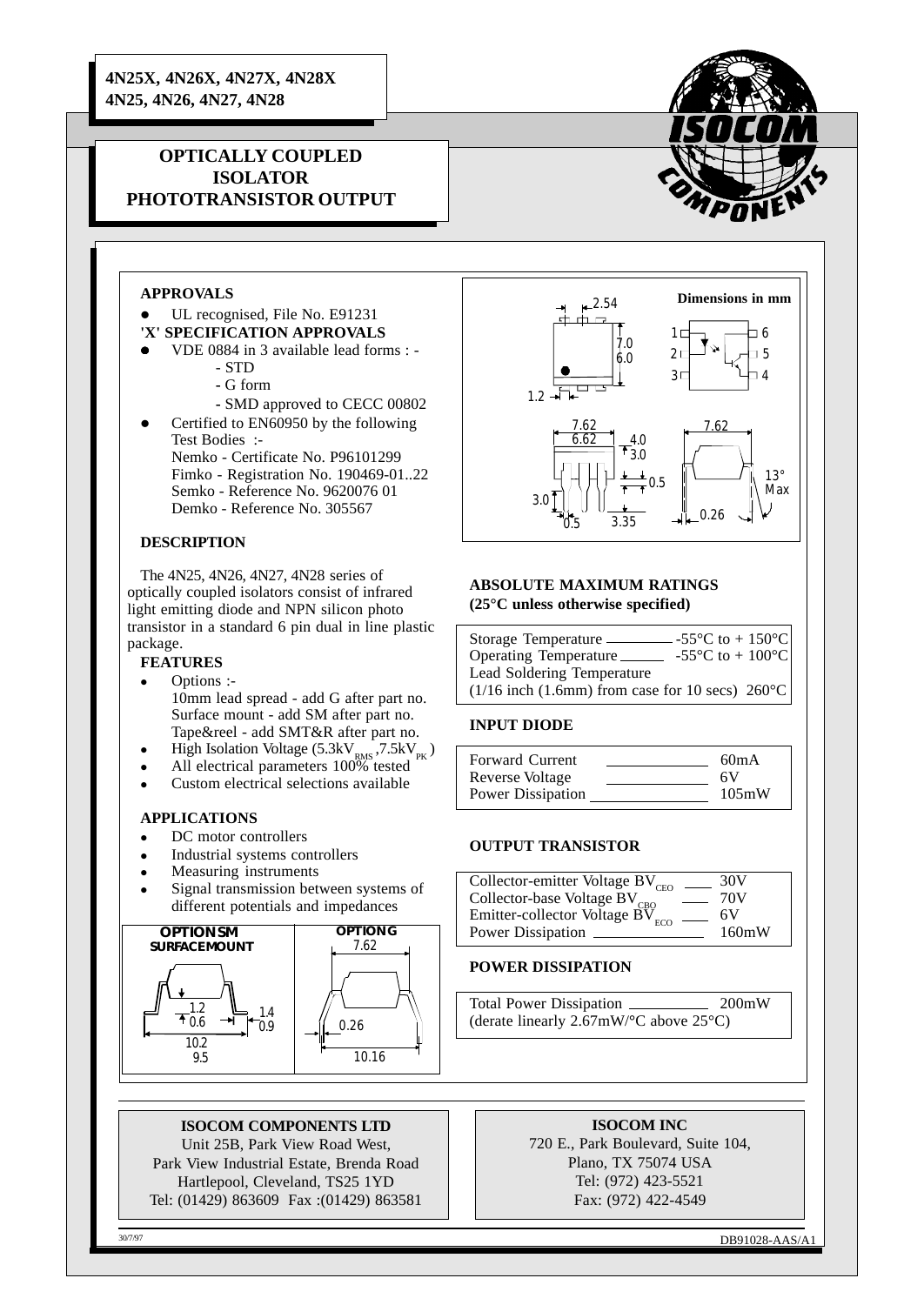# 4N25X, 4N26X, 4N27X, 4N28X
# 4N25, 4N26, 4N27, 4N28

## OPTICALLY COUPLED ISOLATOR PHOTOTRANSISTOR OUTPUT

### APPROVALS

- UL recognised, File No. E91231

**'X' SPECIFICATION APPROVALS**

- VDE 0884 in 3 available lead forms : -
  - STD
  - G form
  - SMD approved to CECC 00802
- Certified to EN60950 by the following Test Bodies :-
  Nemko - Certificate No. P96101299
  Fimko - Registration No. 190469-01..22
  Semko - Reference No. 9620076 01
  Demko - Reference No. 305567

### DESCRIPTION

The 4N25, 4N26, 4N27, 4N28 series of optically coupled isolators consist of infrared light emitting diode and NPN silicon photo transistor in a standard 6 pin dual in line plastic package.

### FEATURES

- Options :-
  10mm lead spread - add G after part no.
  Surface mount - add SM after part no.
  Tape&reel - add SMT&R after part no.
- High Isolation Voltage ($5.3kV_{RMS}$, $7.5kV_{PK}$)
- All electrical parameters 100% tested
- Custom electrical selections available

### APPLICATIONS

- DC motor controllers
- Industrial systems controllers
- Measuring instruments
- Signal transmission between systems of different potentials and impedances

**OPTION SM** SURFACE MOUNT — 1.2, 0.6, 1.4, 0.9, 10.2, 9.5

**OPTION G** — 7.62, 0.26, 10.16

Dimensions in mm

### ABSOLUTE MAXIMUM RATINGS
**(25°C unless otherwise specified)**

| Parameter | Value |
|---|---|
| Storage Temperature | -55°C to + 150°C |
| Operating Temperature | -55°C to + 100°C |
| Lead Soldering Temperature (1/16 inch (1.6mm) from case for 10 secs) | 260°C |

### INPUT DIODE

| Parameter | Value |
|---|---|
| Forward Current | 60mA |
| Reverse Voltage | 6V |
| Power Dissipation | 105mW |

### OUTPUT TRANSISTOR

| Parameter | Value |
|---|---|
| Collector-emitter Voltage $BV_{CEO}$ | 30V |
| Collector-base Voltage $BV_{CBO}$ | 70V |
| Emitter-collector Voltage $BV_{ECO}$ | 6V |
| Power Dissipation | 160mW |

### POWER DISSIPATION

| Parameter | Value |
|---|---|
| Total Power Dissipation | 200mW |
| (derate linearly 2.67mW/°C above 25°C) | |

**ISOCOM COMPONENTS LTD**
Unit 25B, Park View Road West,
Park View Industrial Estate, Brenda Road
Hartlepool, Cleveland, TS25 1YD
Tel: (01429) 863609 Fax :(01429) 863581

**ISOCOM INC**
720 E., Park Boulevard, Suite 104,
Plano, TX 75074 USA
Tel: (972) 423-5521
Fax: (972) 422-4549

30/7/97 DB91028-AAS/A1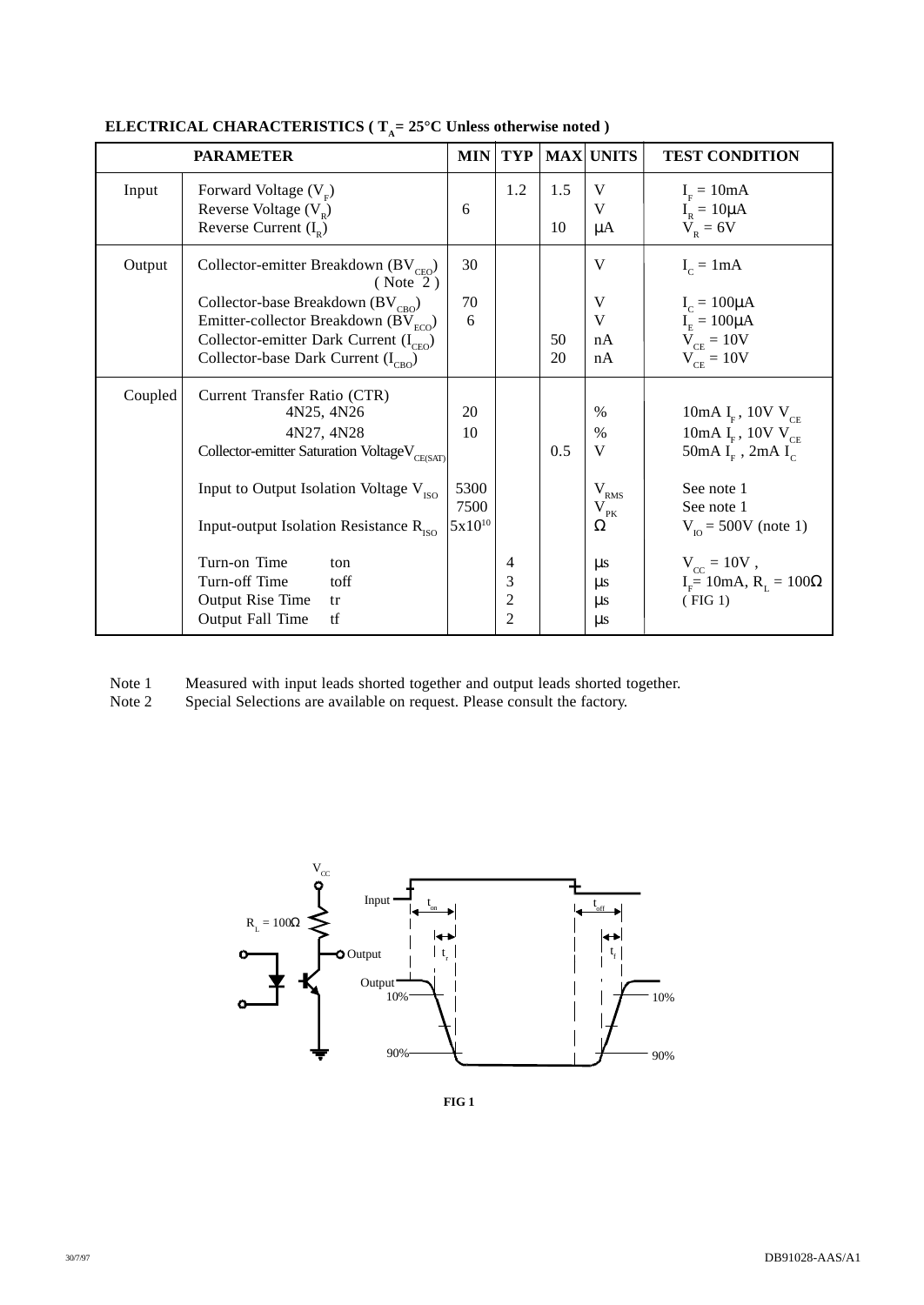**ELECTRICAL CHARACTERISTICS ( $T_A$ = 25°C Unless otherwise noted )**

| PARAMETER | | MIN | TYP | MAX | UNITS | TEST CONDITION |
|---|---|---|---|---|---|---|
| Input | Forward Voltage ($V_F$) | | 1.2 | 1.5 | V | $I_F$ = 10mA |
| | Reverse Voltage ($V_R$) | 6 | | | V | $I_R$ = 10μA |
| | Reverse Current ($I_R$) | | | 10 | μA | $V_R$ = 6V |
| Output | Collector-emitter Breakdown ($BV_{CEO}$) ( Note 2 ) | 30 | | | V | $I_C$ = 1mA |
| | Collector-base Breakdown ($BV_{CBO}$) | 70 | | | V | $I_C$ = 100μA |
| | Emitter-collector Breakdown ($BV_{ECO}$) | 6 | | | V | $I_E$ = 100μA |
| | Collector-emitter Dark Current ($I_{CEO}$) | | | 50 | nA | $V_{CE}$ = 10V |
| | Collector-base Dark Current ($I_{CBO}$) | | | 20 | nA | $V_{CE}$ = 10V |
| Coupled | Current Transfer Ratio (CTR) | | | | | |
| | 4N25, 4N26 | 20 | | | % | 10mA $I_F$ , 10V $V_{CE}$ |
| | 4N27, 4N28 | 10 | | | % | 10mA $I_F$ , 10V $V_{CE}$ |
| | Collector-emitter Saturation Voltage $V_{CE(SAT)}$ | | | 0.5 | V | 50mA $I_F$ , 2mA $I_C$ |
| | Input to Output Isolation Voltage $V_{ISO}$ | 5300 | | | $V_{RMS}$ | See note 1 |
| | | 7500 | | | $V_{PK}$ | See note 1 |
| | Input-output Isolation Resistance $R_{ISO}$ | $5x10^{10}$ | | | Ω | $V_{IO}$ = 500V (note 1) |
| | Turn-on Time ton | | 4 | | μs | $V_{CC}$ = 10V , |
| | Turn-off Time toff | | 3 | | μs | $I_F$= 10mA, $R_L$ = 100Ω |
| | Output Rise Time tr | | 2 | | μs | ( FIG 1) |
| | Output Fall Time tf | | 2 | | μs | |

Note 1 Measured with input leads shorted together and output leads shorted together.
Note 2 Special Selections are available on request. Please consult the factory.

$V_{CC}$ Input $t_{on}$ $t_{off}$ $R_L$ = 100Ω $t_r$ $t_f$ Output Output 10% 10% 90% 90%

**FIG 1**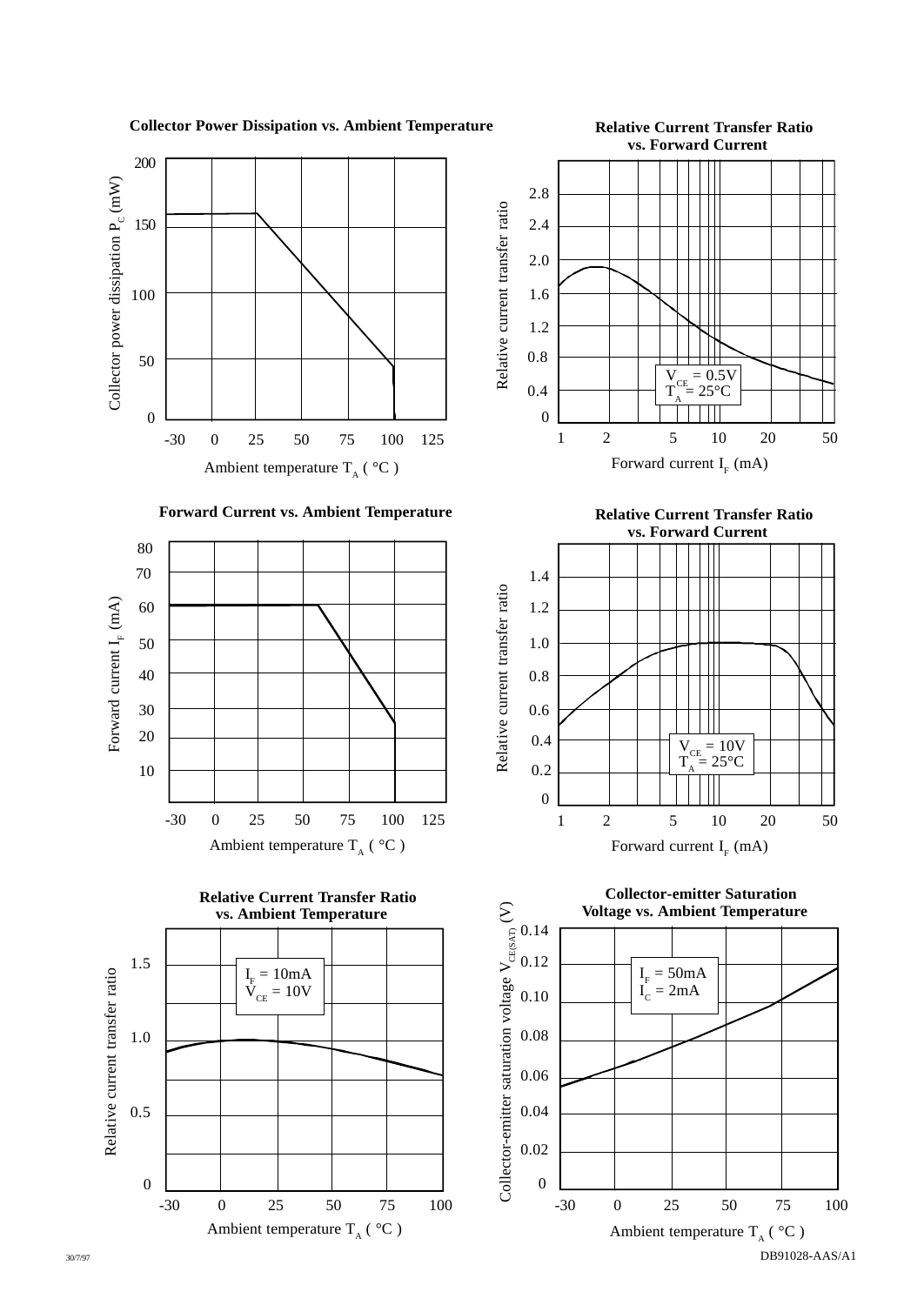**Collector Power Dissipation vs. Ambient Temperature**

Collector power dissipation $P_C$ (mW)

200
150
100
50
0

-30 0 25 50 75 100 125

Ambient temperature $T_A$ ( °C )

**Relative Current Transfer Ratio vs. Forward Current**

Relative current transfer ratio

2.8
2.4
2.0
1.6
1.2
0.8
0.4
0

1 2 5 10 20 50

Forward current $I_F$ (mA)

$V_{CE}$ = 0.5V
$T_A$ = 25°C

**Forward Current vs. Ambient Temperature**

Forward current $I_F$ (mA)

80
70
60
50
40
30
20
10

-30 0 25 50 75 100 125

Ambient temperature $T_A$ ( °C )

**Relative Current Transfer Ratio vs. Forward Current**

Relative current transfer ratio

1.4
1.2
1.0
0.8
0.6
0.4
0.2
0

1 2 5 10 20 50

Forward current $I_F$ (mA)

$V_{CE}$ = 10V
$T_A$ = 25°C

**Relative Current Transfer Ratio vs. Ambient Temperature**

Relative current transfer ratio

1.5
1.0
0.5
0

-30 0 25 50 75 100

Ambient temperature $T_A$ ( °C )

$I_F$ = 10mA
$V_{CE}$ = 10V

**Collector-emitter Saturation Voltage vs. Ambient Temperature**

Collector-emitter saturation voltage $V_{CE(SAT)}$ (V)

0.14
0.12
0.10
0.08
0.06
0.04
0.02
0

-30 0 25 50 75 100

Ambient temperature $T_A$ ( °C )

$I_F$ = 50mA
$I_C$ = 2mA

30/7/97

DB91028-AAS/A1